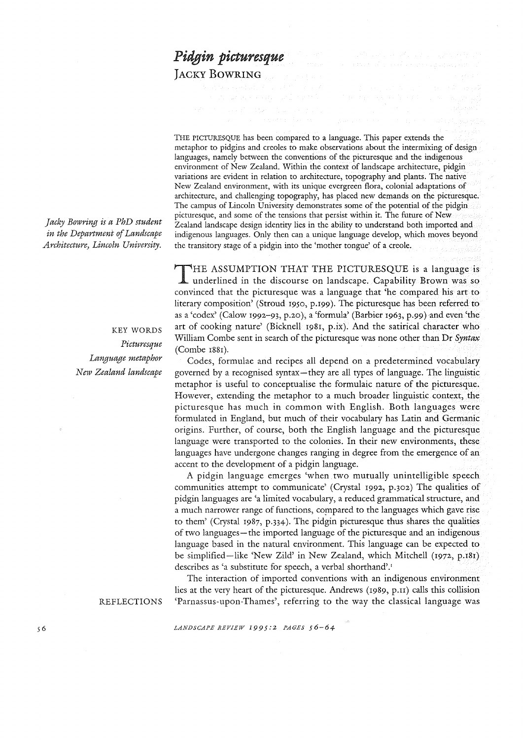# *Pidgin picturesque*

JACKY BOWRING

*Jacky Bowring is a PhD student in the Department of Landscape Architecture, Lincoln University.*

THE PICTURESQUE has been compared to a language. This paper extends the metaphor to pidgins and creoles to make observations about the intermixing of design languages, namely between the conventions of the picturesque and the indigenous environment of New Zealand. Within the context of landscape architecture, pidgin variations are evident in relation to architecture, topography and plants. The native New Zealand environment, with its unique evergreen flora, colonial adaptations of architecture, and challenging topography, has placed new demands on the picturesque. The campus of Lincoln University demonstrates some of the potential of the pidgin picturesque, and some of the tensions that persist within it. The future of New Zealand landscape design identity lies in the ability to understand both imported and indigenous languages. Only then can a unique language develop, which moves beyond the transitory stage of a pidgin into the 'mother tongue' of a creole.

KEY WORDS

*Picturesque*

*Language metaphor*

*New Zealand landscape*

REFLECTIONS

THE ASSUMPTION THAT THE PICTURESQUE is a language is underlined in the discourse on landscape. Capability Brown was so convinced that the picturesque was a language that 'he compared his art to literary composition' (Stroud 1950, p.199). The picturesque has been referred to as a 'codex' (Calow 1992–93, p.20), a 'formula' (Barbier 1963, p.99) and even 'the art of cooking nature' (Bicknell 1981, p.ix). And the satirical character who William Combe sent in search of the picturesque was none other than Dr *Syntax* (Combe 1881).

Codes, formulae and recipes all depend on a predetermined vocabulary governed by a recognised syntax—they are all types of language. The linguistic metaphor is useful to conceptualise the formulaic nature of the picturesque. However, extending the metaphor to a much broader linguistic context, the picturesque has much in common with English. Both languages were formulated in England, but much of their vocabulary has Latin and Germanic origins. Further, of course, both the English language and the picturesque language were transported to the colonies. In their new environments, these languages have undergone changes ranging in degree from the emergence of an accent to the development of a pidgin language.

A pidgin language emerges 'when two mutually unintelligible speech communities attempt to communicate' (Crystal 1992, p.302) The qualities of pidgin languages are 'a limited vocabulary, a reduced grammatical structure, and a much narrower range of functions, compared to the languages which gave rise to them' (Crystal 1987, p.334). The pidgin picturesque thus shares the qualities of two languages—the imported language of the picturesque and an indigenous language based in the natural environment. This language can be expected to be simplified—like 'New Zild' in New Zealand, which Mitchell (1972, p.181) describes as 'a substitute for speech, a verbal shorthand'.[1]

The interaction of imported conventions with an indigenous environment lies at the very heart of the picturesque. Andrews (1989, p.11) calls this collision 'Parnassus-upon-Thames', referring to the way the classical language was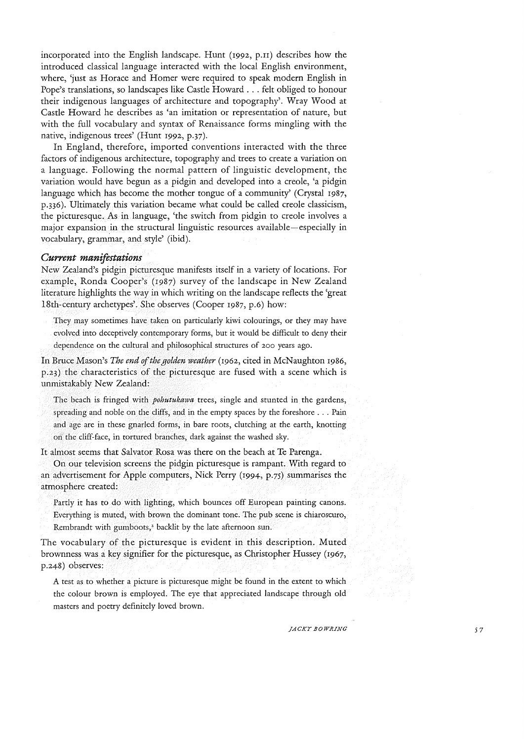incorporated into the English landscape. Hunt (1992, p.11) describes how the introduced classical language interacted with the local English environment, where, 'just as Horace and Homer were required to speak modern English in Pope's translations, so landscapes like Castle Howard . . . felt obliged to honour their indigenous languages of architecture and topography'. Wray Wood at Castle Howard he describes as 'an imitation or representation of nature, but with the full vocabulary and syntax of Renaissance forms mingling with the native, indigenous trees' (Hunt 1992, p.37).

In England, therefore, imported conventions interacted with the three factors of indigenous architecture, topography and trees to create a variation on a language. Following the normal pattern of linguistic development, the variation would have begun as a pidgin and developed into a creole, 'a pidgin language which has become the mother tongue of a community' (Crystal 1987, p.336). Ultimately this variation became what could be called creole classicism, the picturesque. As in language, 'the switch from pidgin to creole involves a major expansion in the structural linguistic resources available—especially in vocabulary, grammar, and style' (ibid).

### *Current manifestations*

New Zealand's pidgin picturesque manifests itself in a variety of locations. For example, Ronda Cooper's (1987) survey of the landscape in New Zealand literature highlights the way in which writing on the landscape reflects the 'great 18th-century archetypes'. She observes (Cooper 1987, p.6) how:

> They may sometimes have taken on particularly kiwi colourings, or they may have evolved into deceptively contemporary forms, but it would be difficult to deny their dependence on the cultural and philosophical structures of 200 years ago.

In Bruce Mason's *The end of the golden weather* (1962, cited in McNaughton 1986, p.23) the characteristics of the picturesque are fused with a scene which is unmistakably New Zealand:

> The beach is fringed with *pohutukawa* trees, single and stunted in the gardens, spreading and noble on the cliffs, and in the empty spaces by the foreshore . . . Pain and age are in these gnarled forms, in bare roots, clutching at the earth, knotting on the cliff-face, in tortured branches, dark against the washed sky.

It almost seems that Salvator Rosa was there on the beach at Te Parenga.

On our television screens the pidgin picturesque is rampant. With regard to an advertisement for Apple computers, Nick Perry (1994, p.75) summarises the atmosphere created:

> Partly it has to do with lighting, which bounces off European painting canons. Everything is muted, with brown the dominant tone. The pub scene is chiaroscuro, Rembrandt with gumboots,[2] backlit by the late afternoon sun.

The vocabulary of the picturesque is evident in this description. Muted brownness was a key signifier for the picturesque, as Christopher Hussey (1967, p.248) observes:

> A test as to whether a picture is picturesque might be found in the extent to which the colour brown is employed. The eye that appreciated landscape through old masters and poetry definitely loved brown.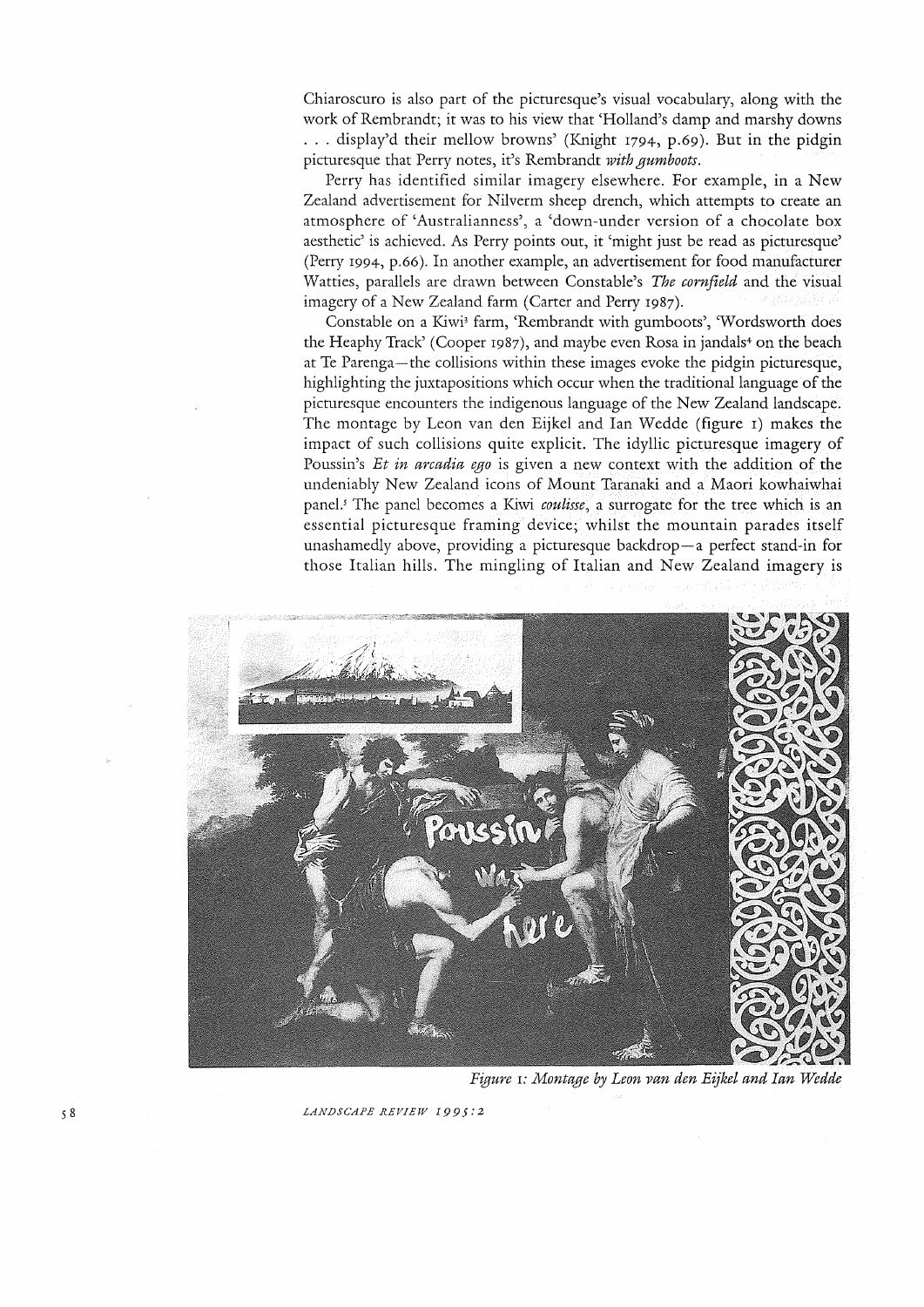Chiaroscuro is also part of the picturesque's visual vocabulary, along with the work of Rembrandt; it was to his view that 'Holland's damp and marshy downs . . . display'd their mellow browns' (Knight 1794, p.69). But in the pidgin picturesque that Perry notes, it's Rembrandt *with gumboots*.

Perry has identified similar imagery elsewhere. For example, in a New Zealand advertisement for Nilverm sheep drench, which attempts to create an atmosphere of 'Australianness', a 'down-under version of a chocolate box aesthetic' is achieved. As Perry points out, it 'might just be read as picturesque' (Perry 1994, p.66). In another example, an advertisement for food manufacturer Watties, parallels are drawn between Constable's *The cornfield* and the visual imagery of a New Zealand farm (Carter and Perry 1987).

Constable on a Kiwi[3] farm, 'Rembrandt with gumboots', 'Wordsworth does the Heaphy Track' (Cooper 1987), and maybe even Rosa in jandals[4] on the beach at Te Parenga—the collisions within these images evoke the pidgin picturesque, highlighting the juxtapositions which occur when the traditional language of the picturesque encounters the indigenous language of the New Zealand landscape. The montage by Leon van den Eijkel and Ian Wedde (figure 1) makes the impact of such collisions quite explicit. The idyllic picturesque imagery of Poussin's *Et in arcadia ego* is given a new context with the addition of the undeniably New Zealand icons of Mount Taranaki and a Maori kowhaiwhai panel.[5] The panel becomes a Kiwi *coulisse*, a surrogate for the tree which is an essential picturesque framing device; whilst the mountain parades itself unashamedly above, providing a picturesque backdrop—a perfect stand-in for those Italian hills. The mingling of Italian and New Zealand imagery is

*Figure 1: Montage by Leon van den Eijkel and Ian Wedde*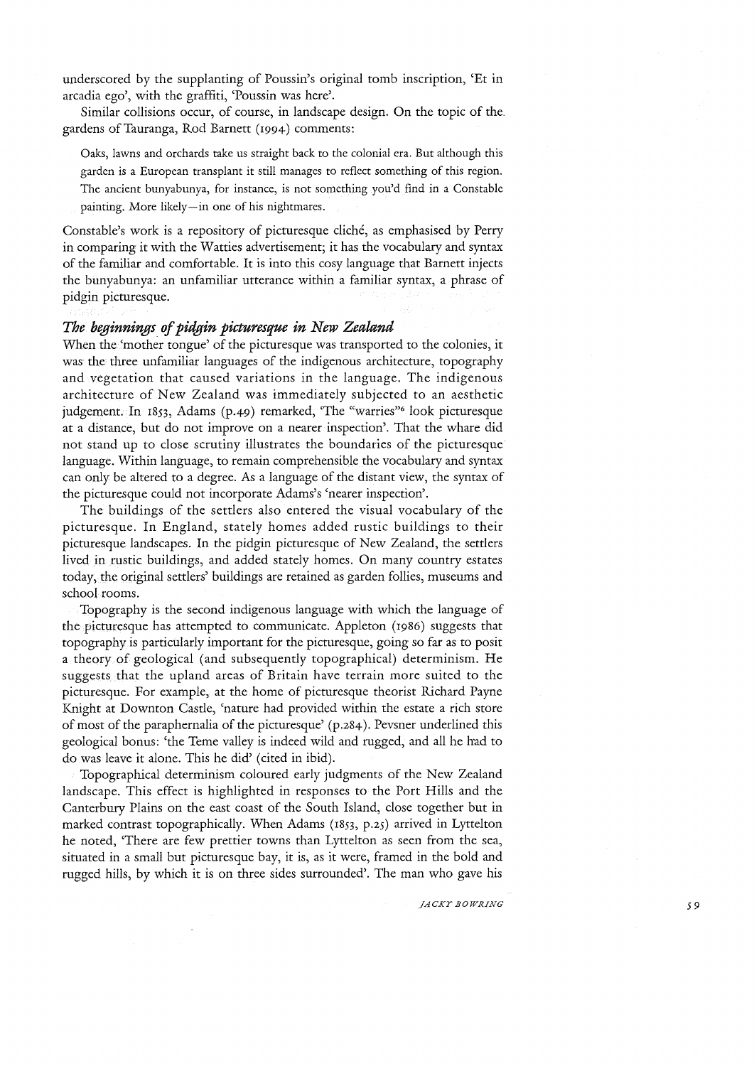underscored by the supplanting of Poussin's original tomb inscription, 'Et in arcadia ego', with the graffiti, 'Poussin was here'.

Similar collisions occur, of course, in landscape design. On the topic of the gardens of Tauranga, Rod Barnett (1994) comments:

> Oaks, lawns and orchards take us straight back to the colonial era. But although this garden is a European transplant it still manages to reflect something of this region. The ancient bunyabunya, for instance, is not something you'd find in a Constable painting. More likely—in one of his nightmares.

Constable's work is a repository of picturesque cliché, as emphasised by Perry in comparing it with the Watties advertisement; it has the vocabulary and syntax of the familiar and comfortable. It is into this cosy language that Barnett injects the bunyabunya: an unfamiliar utterance within a familiar syntax, a phrase of pidgin picturesque.

### *The beginnings of pidgin picturesque in New Zealand*

When the 'mother tongue' of the picturesque was transported to the colonies, it was the three unfamiliar languages of the indigenous architecture, topography and vegetation that caused variations in the language. The indigenous architecture of New Zealand was immediately subjected to an aesthetic judgement. In 1853, Adams (p.49) remarked, 'The "warries"[6] look picturesque at a distance, but do not improve on a nearer inspection'. That the whare did not stand up to close scrutiny illustrates the boundaries of the picturesque language. Within language, to remain comprehensible the vocabulary and syntax can only be altered to a degree. As a language of the distant view, the syntax of the picturesque could not incorporate Adams's 'nearer inspection'.

The buildings of the settlers also entered the visual vocabulary of the picturesque. In England, stately homes added rustic buildings to their picturesque landscapes. In the pidgin picturesque of New Zealand, the settlers lived in rustic buildings, and added stately homes. On many country estates today, the original settlers' buildings are retained as garden follies, museums and school rooms.

Topography is the second indigenous language with which the language of the picturesque has attempted to communicate. Appleton (1986) suggests that topography is particularly important for the picturesque, going so far as to posit a theory of geological (and subsequently topographical) determinism. He suggests that the upland areas of Britain have terrain more suited to the picturesque. For example, at the home of picturesque theorist Richard Payne Knight at Downton Castle, 'nature had provided within the estate a rich store of most of the paraphernalia of the picturesque' (p.284). Pevsner underlined this geological bonus: 'the Teme valley is indeed wild and rugged, and all he had to do was leave it alone. This he did' (cited in ibid).

Topographical determinism coloured early judgments of the New Zealand landscape. This effect is highlighted in responses to the Port Hills and the Canterbury Plains on the east coast of the South Island, close together but in marked contrast topographically. When Adams (1853, p.25) arrived in Lyttelton he noted, 'There are few prettier towns than Lyttelton as seen from the sea, situated in a small but picturesque bay, it is, as it were, framed in the bold and rugged hills, by which it is on three sides surrounded'. The man who gave his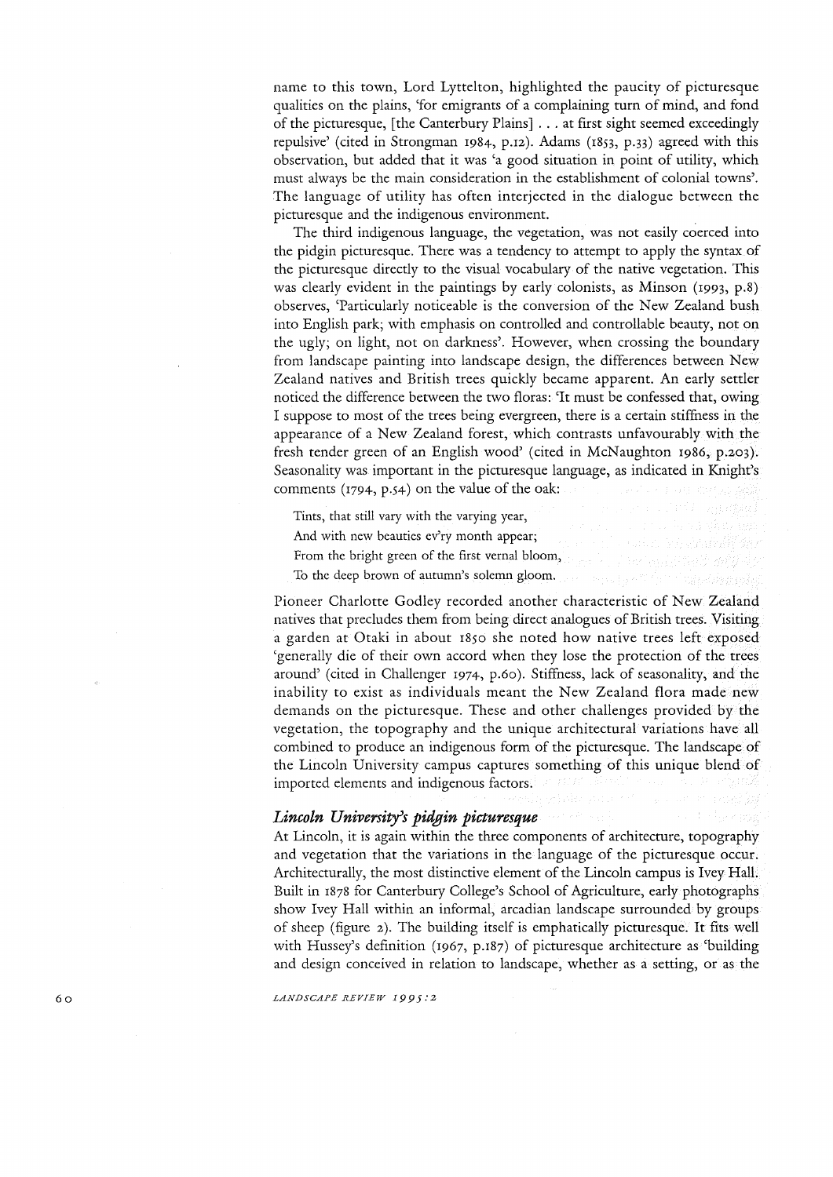name to this town, Lord Lyttelton, highlighted the paucity of picturesque qualities on the plains, 'for emigrants of a complaining turn of mind, and fond of the picturesque, [the Canterbury Plains] . . . at first sight seemed exceedingly repulsive' (cited in Strongman 1984, p.12). Adams (1853, p.33) agreed with this observation, but added that it was 'a good situation in point of utility, which must always be the main consideration in the establishment of colonial towns'. The language of utility has often interjected in the dialogue between the picturesque and the indigenous environment.

The third indigenous language, the vegetation, was not easily coerced into the pidgin picturesque. There was a tendency to attempt to apply the syntax of the picturesque directly to the visual vocabulary of the native vegetation. This was clearly evident in the paintings by early colonists, as Minson (1993, p.8) observes, 'Particularly noticeable is the conversion of the New Zealand bush into English park; with emphasis on controlled and controllable beauty, not on the ugly; on light, not on darkness'. However, when crossing the boundary from landscape painting into landscape design, the differences between New Zealand natives and British trees quickly became apparent. An early settler noticed the difference between the two floras: 'It must be confessed that, owing I suppose to most of the trees being evergreen, there is a certain stiffness in the appearance of a New Zealand forest, which contrasts unfavourably with the fresh tender green of an English wood' (cited in McNaughton 1986, p.203). Seasonality was important in the picturesque language, as indicated in Knight's comments (1794, p.54) on the value of the oak:

> Tints, that still vary with the varying year,
> And with new beauties ev'ry month appear;
> From the bright green of the first vernal bloom,
> To the deep brown of autumn's solemn gloom.

Pioneer Charlotte Godley recorded another characteristic of New Zealand natives that precludes them from being direct analogues of British trees. Visiting a garden at Otaki in about 1850 she noted how native trees left exposed 'generally die of their own accord when they lose the protection of the trees around' (cited in Challenger 1974, p.60). Stiffness, lack of seasonality, and the inability to exist as individuals meant the New Zealand flora made new demands on the picturesque. These and other challenges provided by the vegetation, the topography and the unique architectural variations have all combined to produce an indigenous form of the picturesque. The landscape of the Lincoln University campus captures something of this unique blend of imported elements and indigenous factors.

## *Lincoln University's pidgin picturesque*

At Lincoln, it is again within the three components of architecture, topography and vegetation that the variations in the language of the picturesque occur. Architecturally, the most distinctive element of the Lincoln campus is Ivey Hall. Built in 1878 for Canterbury College's School of Agriculture, early photographs show Ivey Hall within an informal, arcadian landscape surrounded by groups of sheep (figure 2). The building itself is emphatically picturesque. It fits well with Hussey's definition (1967, p.187) of picturesque architecture as 'building and design conceived in relation to landscape, whether as a setting, or as the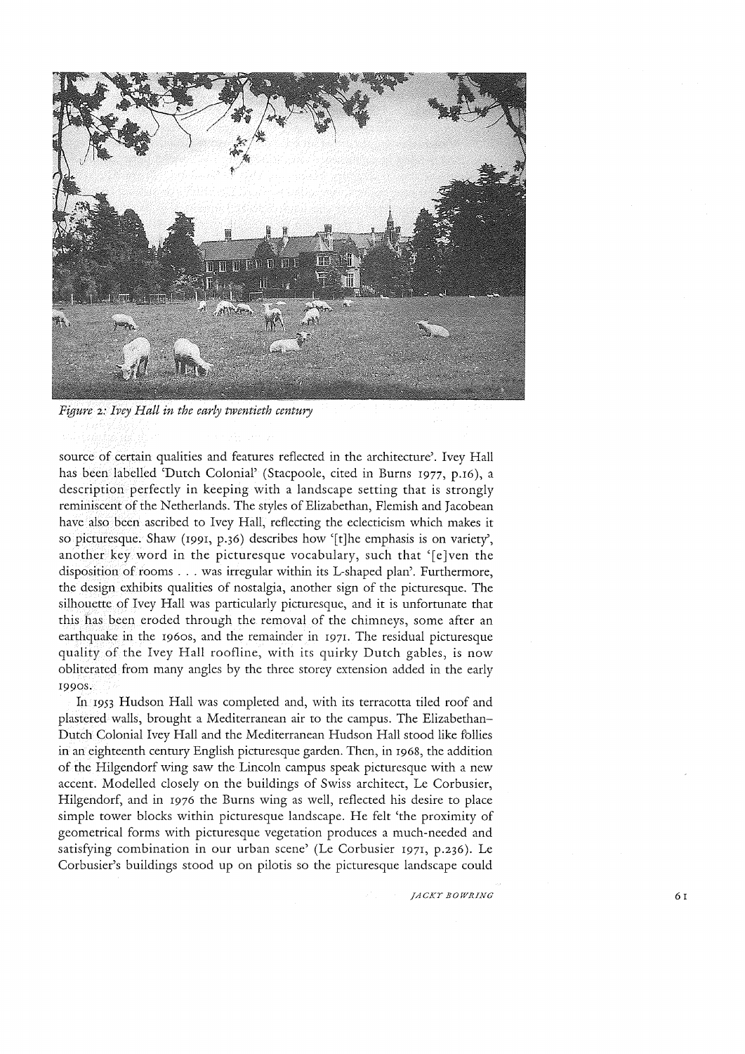*Figure 2: Ivey Hall in the early twentieth century*

source of certain qualities and features reflected in the architecture'. Ivey Hall has been labelled 'Dutch Colonial' (Stacpoole, cited in Burns 1977, p.16), a description perfectly in keeping with a landscape setting that is strongly reminiscent of the Netherlands. The styles of Elizabethan, Flemish and Jacobean have also been ascribed to Ivey Hall, reflecting the eclecticism which makes it so picturesque. Shaw (1991, p.36) describes how '[t]he emphasis is on variety', another key word in the picturesque vocabulary, such that '[e]ven the disposition of rooms . . . was irregular within its L-shaped plan'. Furthermore, the design exhibits qualities of nostalgia, another sign of the picturesque. The silhouette of Ivey Hall was particularly picturesque, and it is unfortunate that this has been eroded through the removal of the chimneys, some after an earthquake in the 1960s, and the remainder in 1971. The residual picturesque quality of the Ivey Hall roofline, with its quirky Dutch gables, is now obliterated from many angles by the three storey extension added in the early 1990s.

In 1953 Hudson Hall was completed and, with its terracotta tiled roof and plastered walls, brought a Mediterranean air to the campus. The Elizabethan–Dutch Colonial Ivey Hall and the Mediterranean Hudson Hall stood like follies in an eighteenth century English picturesque garden. Then, in 1968, the addition of the Hilgendorf wing saw the Lincoln campus speak picturesque with a new accent. Modelled closely on the buildings of Swiss architect, Le Corbusier, Hilgendorf, and in 1976 the Burns wing as well, reflected his desire to place simple tower blocks within picturesque landscape. He felt 'the proximity of geometrical forms with picturesque vegetation produces a much-needed and satisfying combination in our urban scene' (Le Corbusier 1971, p.236). Le Corbusier's buildings stood up on pilotis so the picturesque landscape could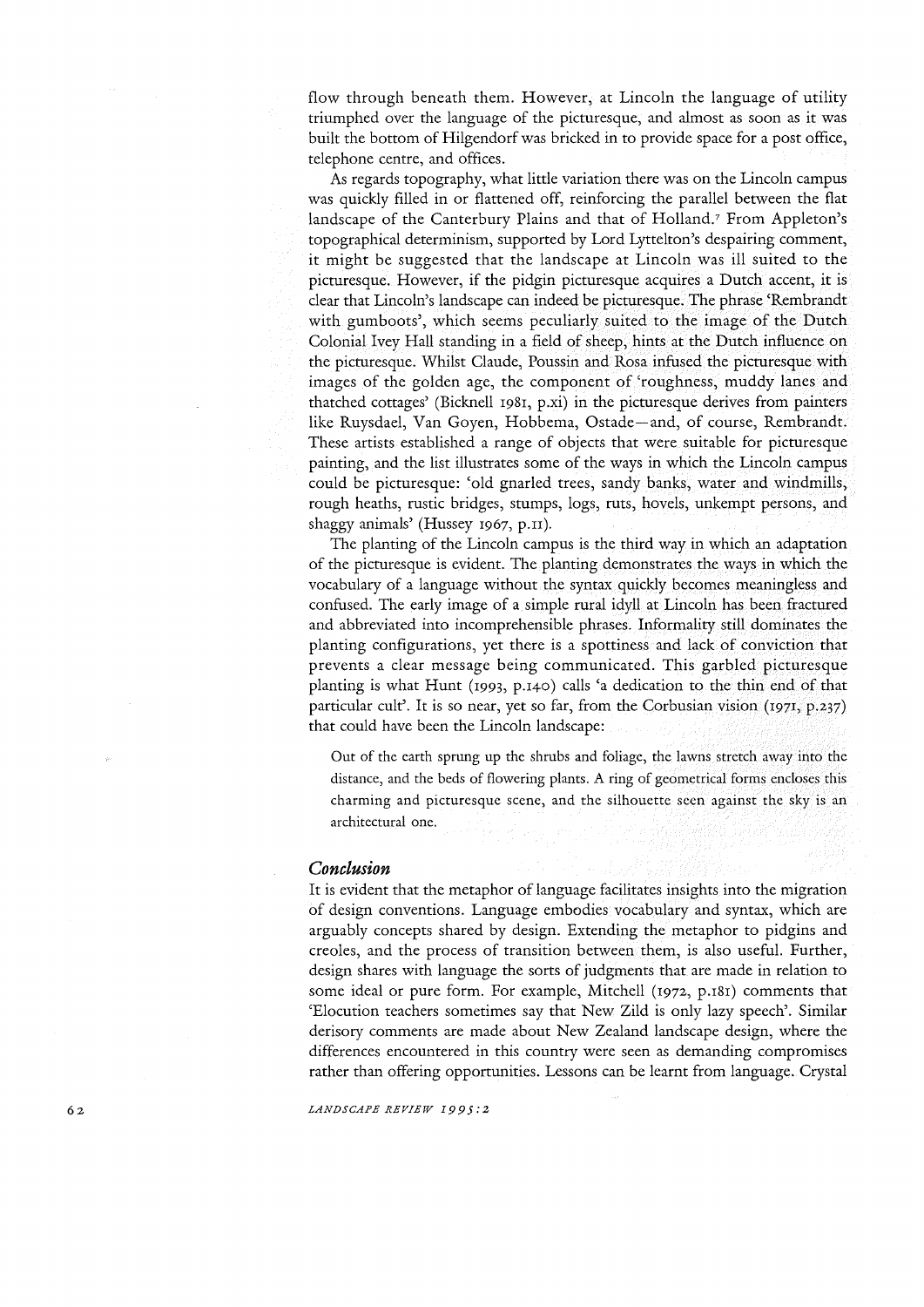flow through beneath them. However, at Lincoln the language of utility triumphed over the language of the picturesque, and almost as soon as it was built the bottom of Hilgendorf was bricked in to provide space for a post office, telephone centre, and offices.

As regards topography, what little variation there was on the Lincoln campus was quickly filled in or flattened off, reinforcing the parallel between the flat landscape of the Canterbury Plains and that of Holland.[7] From Appleton's topographical determinism, supported by Lord Lyttelton's despairing comment, it might be suggested that the landscape at Lincoln was ill suited to the picturesque. However, if the pidgin picturesque acquires a Dutch accent, it is clear that Lincoln's landscape can indeed be picturesque. The phrase 'Rembrandt with gumboots', which seems peculiarly suited to the image of the Dutch Colonial Ivey Hall standing in a field of sheep, hints at the Dutch influence on the picturesque. Whilst Claude, Poussin and Rosa infused the picturesque with images of the golden age, the component of 'roughness, muddy lanes and thatched cottages' (Bicknell 1981, p.xi) in the picturesque derives from painters like Ruysdael, Van Goyen, Hobbema, Ostade—and, of course, Rembrandt. These artists established a range of objects that were suitable for picturesque painting, and the list illustrates some of the ways in which the Lincoln campus could be picturesque: 'old gnarled trees, sandy banks, water and windmills, rough heaths, rustic bridges, stumps, logs, ruts, hovels, unkempt persons, and shaggy animals' (Hussey 1967, p.11).

The planting of the Lincoln campus is the third way in which an adaptation of the picturesque is evident. The planting demonstrates the ways in which the vocabulary of a language without the syntax quickly becomes meaningless and confused. The early image of a simple rural idyll at Lincoln has been fractured and abbreviated into incomprehensible phrases. Informality still dominates the planting configurations, yet there is a spottiness and lack of conviction that prevents a clear message being communicated. This garbled picturesque planting is what Hunt (1993, p.140) calls 'a dedication to the thin end of that particular cult'. It is so near, yet so far, from the Corbusian vision (1971, p.237) that could have been the Lincoln landscape:

> Out of the earth sprung up the shrubs and foliage, the lawns stretch away into the distance, and the beds of flowering plants. A ring of geometrical forms encloses this charming and picturesque scene, and the silhouette seen against the sky is an architectural one.

## *Conclusion*

It is evident that the metaphor of language facilitates insights into the migration of design conventions. Language embodies vocabulary and syntax, which are arguably concepts shared by design. Extending the metaphor to pidgins and creoles, and the process of transition between them, is also useful. Further, design shares with language the sorts of judgments that are made in relation to some ideal or pure form. For example, Mitchell (1972, p.181) comments that 'Elocution teachers sometimes say that New Zild is only lazy speech'. Similar derisory comments are made about New Zealand landscape design, where the differences encountered in this country were seen as demanding compromises rather than offering opportunities. Lessons can be learnt from language. Crystal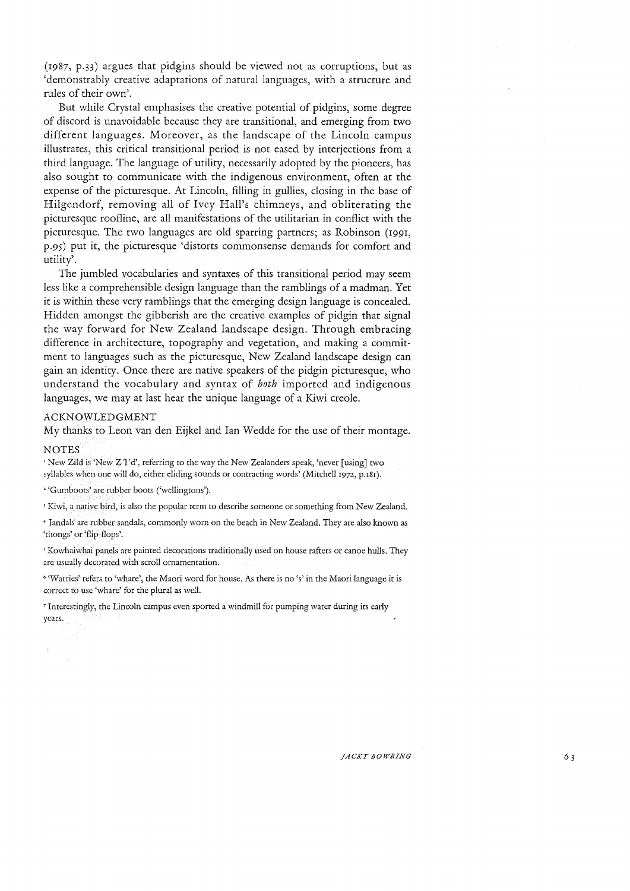(1987, p.33) argues that pidgins should be viewed not as corruptions, but as 'demonstrably creative adaptations of natural languages, with a structure and rules of their own'.

But while Crystal emphasises the creative potential of pidgins, some degree of discord is unavoidable because they are transitional, and emerging from two different languages. Moreover, as the landscape of the Lincoln campus illustrates, this critical transitional period is not eased by interjections from a third language. The language of utility, necessarily adopted by the pioneers, has also sought to communicate with the indigenous environment, often at the expense of the picturesque. At Lincoln, filling in gullies, closing in the base of Hilgendorf, removing all of Ivey Hall's chimneys, and obliterating the picturesque roofline, are all manifestations of the utilitarian in conflict with the picturesque. The two languages are old sparring partners; as Robinson (1991, p.95) put it, the picturesque 'distorts commonsense demands for comfort and utility'.

The jumbled vocabularies and syntaxes of this transitional period may seem less like a comprehensible design language than the ramblings of a madman. Yet it is within these very ramblings that the emerging design language is concealed. Hidden amongst the gibberish are the creative examples of pidgin that signal the way forward for New Zealand landscape design. Through embracing difference in architecture, topography and vegetation, and making a commitment to languages such as the picturesque, New Zealand landscape design can gain an identity. Once there are native speakers of the pidgin picturesque, who understand the vocabulary and syntax of *both* imported and indigenous languages, we may at last hear the unique language of a Kiwi creole.

## ACKNOWLEDGMENT

My thanks to Leon van den Eijkel and Ian Wedde for the use of their montage.

## NOTES

[1] New Zild is 'New Z'l'd', referring to the way the New Zealanders speak, 'never [using] two syllables when one will do, either eliding sounds or contracting words' (Mitchell 1972, p.181).

[2] 'Gumboots' are rubber boots ('wellingtons').

[3] Kiwi, a native bird, is also the popular term to describe someone or something from New Zealand.

[4] Jandals are rubber sandals, commonly worn on the beach in New Zealand. They are also known as 'thongs' or 'flip-flops'.

[5] Kowhaiwhai panels are painted decorations traditionally used on house rafters or canoe hulls. They are usually decorated with scroll ornamentation.

[6] 'Warries' refers to 'whare', the Maori word for house. As there is no 's' in the Maori language it is correct to use 'whare' for the plural as well.

[7] Interestingly, the Lincoln campus even sported a windmill for pumping water during its early years.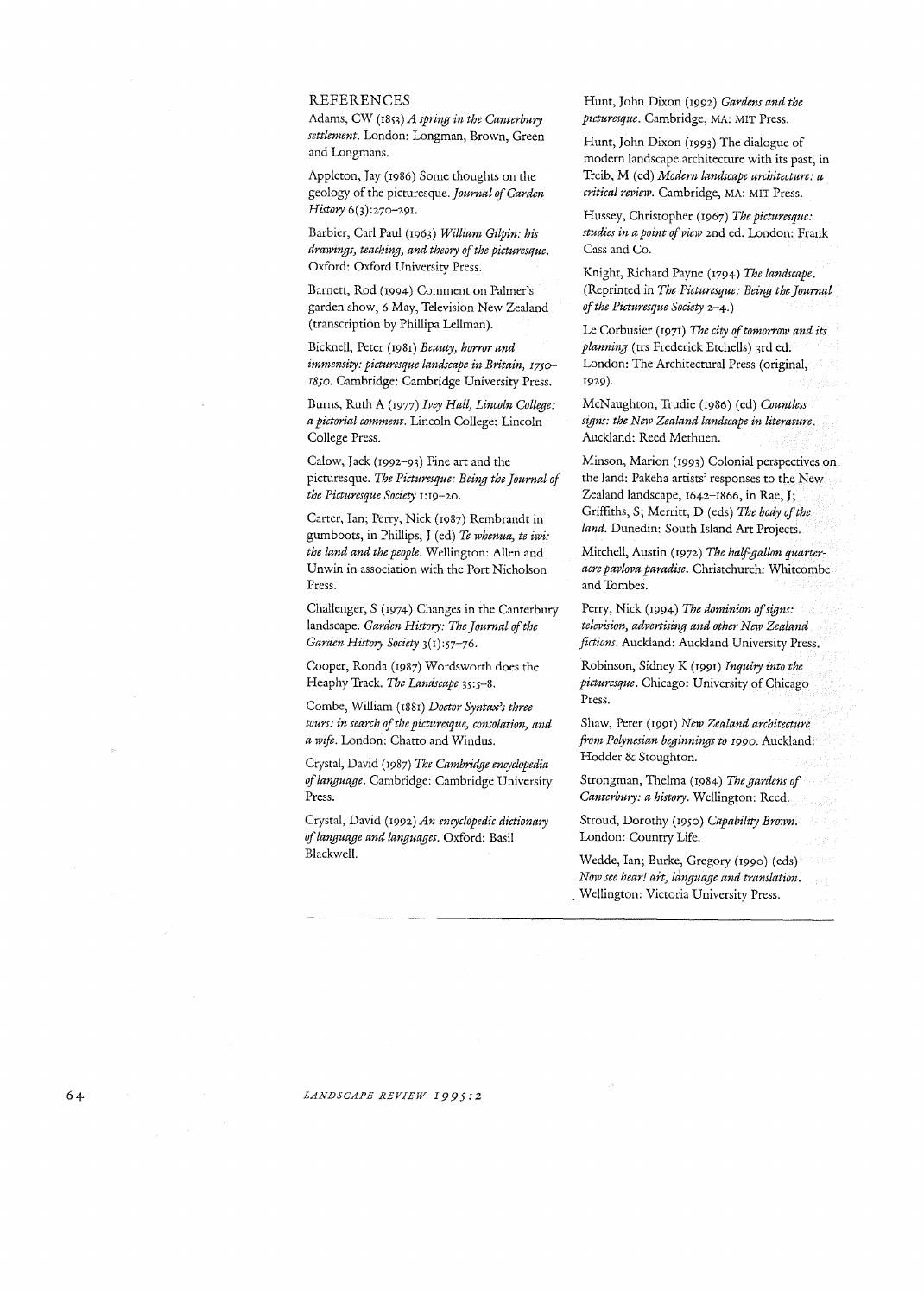## REFERENCES

Adams, CW (1853) *A spring in the Canterbury settlement*. London: Longman, Brown, Green and Longmans.

Appleton, Jay (1986) Some thoughts on the geology of the picturesque. *Journal of Garden History* 6(3):270–291.

Barbier, Carl Paul (1963) *William Gilpin: his drawings, teaching, and theory of the picturesque*. Oxford: Oxford University Press.

Barnett, Rod (1994) Comment on Palmer's garden show, 6 May, Television New Zealand (transcription by Phillipa Lellman).

Bicknell, Peter (1981) *Beauty, horror and immensity: picturesque landscape in Britain, 1750–1850*. Cambridge: Cambridge University Press.

Burns, Ruth A (1977) *Ivey Hall, Lincoln College: a pictorial comment*. Lincoln College: Lincoln College Press.

Calow, Jack (1992–93) Fine art and the picturesque. *The Picturesque: Being the Journal of the Picturesque Society* 1:19–20.

Carter, Ian; Perry, Nick (1987) Rembrandt in gumboots, in Phillips, J (ed) *Te whenua, te iwi: the land and the people*. Wellington: Allen and Unwin in association with the Port Nicholson Press.

Challenger, S (1974) Changes in the Canterbury landscape. *Garden History: The Journal of the Garden History Society* 3(1):57–76.

Cooper, Ronda (1987) Wordsworth does the Heaphy Track. *The Landscape* 35:5–8.

Combe, William (1881) *Doctor Syntax's three tours: in search of the picturesque, consolation, and a wife*. London: Chatto and Windus.

Crystal, David (1987) *The Cambridge encyclopedia of language*. Cambridge: Cambridge University Press.

Crystal, David (1992) *An encyclopedic dictionary of language and languages*. Oxford: Basil Blackwell.

Hunt, John Dixon (1992) *Gardens and the picturesque*. Cambridge, MA: MIT Press.

Hunt, John Dixon (1993) The dialogue of modern landscape architecture with its past, in Treib, M (ed) *Modern landscape architecture: a critical review*. Cambridge, MA: MIT Press.

Hussey, Christopher (1967) *The picturesque: studies in a point of view* 2nd ed. London: Frank Cass and Co.

Knight, Richard Payne (1794) *The landscape*. (Reprinted in *The Picturesque: Being the Journal of the Picturesque Society* 2–4.)

Le Corbusier (1971) *The city of tomorrow and its planning* (trs Frederick Etchells) 3rd ed. London: The Architectural Press (original, 1929).

McNaughton, Trudie (1986) (ed) *Countless signs: the New Zealand landscape in literature*. Auckland: Reed Methuen.

Minson, Marion (1993) Colonial perspectives on the land: Pakeha artists' responses to the New Zealand landscape, 1642–1866, in Rae, J; Griffiths, S; Merritt, D (eds) *The body of the land*. Dunedin: South Island Art Projects.

Mitchell, Austin (1972) *The half-gallon quarter-acre pavlova paradise*. Christchurch: Whitcombe and Tombes.

Perry, Nick (1994) *The dominion of signs: television, advertising and other New Zealand fictions*. Auckland: Auckland University Press.

Robinson, Sidney K (1991) *Inquiry into the picturesque*. Chicago: University of Chicago Press.

Shaw, Peter (1991) *New Zealand architecture from Polynesian beginnings to 1990*. Auckland: Hodder & Stoughton.

Strongman, Thelma (1984) *The gardens of Canterbury: a history*. Wellington: Reed.

Stroud, Dorothy (1950) *Capability Brown*. London: Country Life.

Wedde, Ian; Burke, Gregory (1990) (eds) *Now see hear! art, language and translation*. Wellington: Victoria University Press.